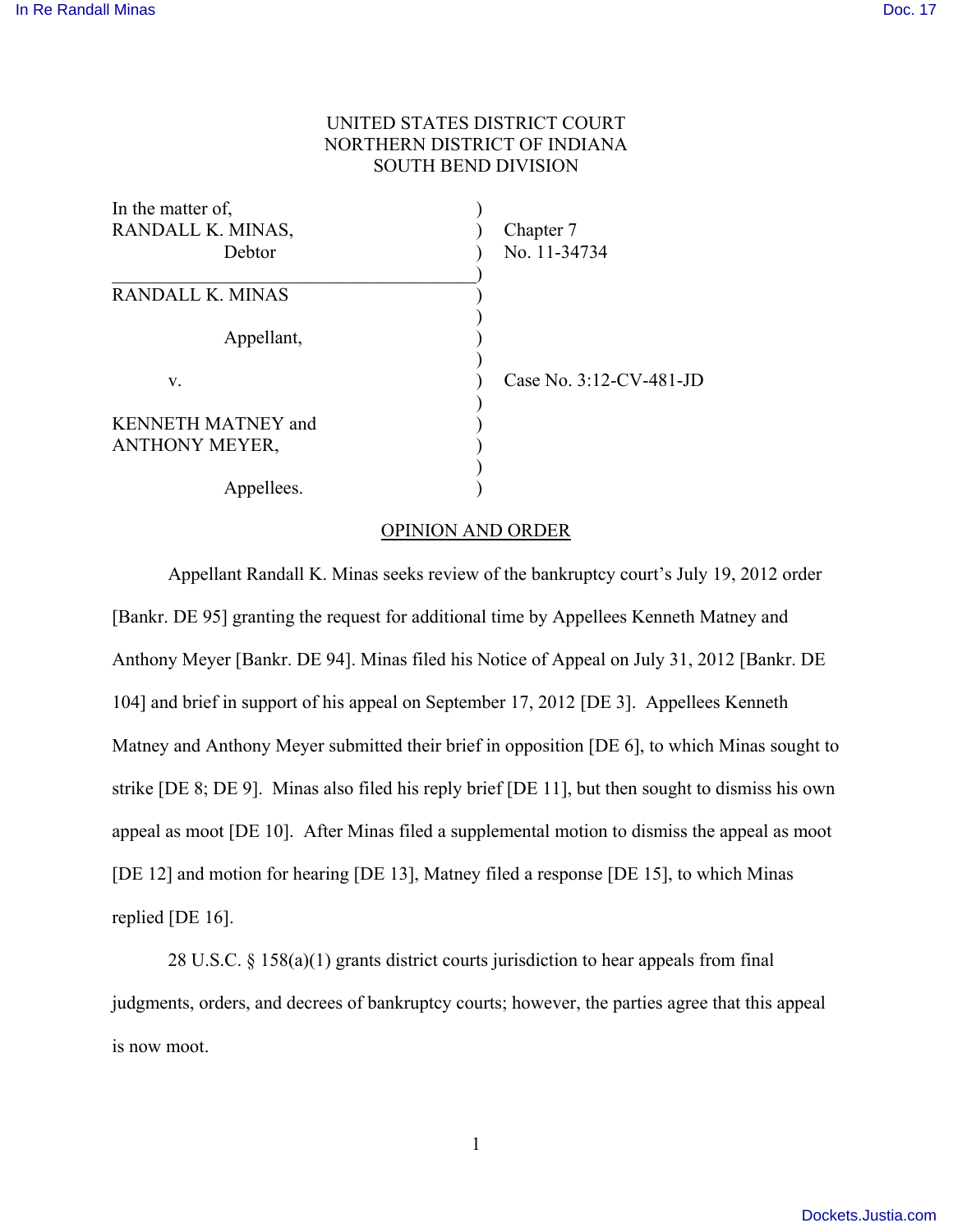UNITED STATES DISTRICT COURT
NORTHERN DISTRICT OF INDIANA
SOUTH BEND DIVISION

| | | |
|---|---|---|
| In the matter of, RANDALL K. MINAS, Debtor | ) | Chapter 7 No. 11-34734 |
| RANDALL K. MINAS, Appellant, | ) | |
| v. | ) | Case No. 3:12-CV-481-JD |
| KENNETH MATNEY and ANTHONY MEYER, Appellees. | ) | |

## OPINION AND ORDER

Appellant Randall K. Minas seeks review of the bankruptcy court's July 19, 2012 order [Bankr. DE 95] granting the request for additional time by Appellees Kenneth Matney and Anthony Meyer [Bankr. DE 94]. Minas filed his Notice of Appeal on July 31, 2012 [Bankr. DE 104] and brief in support of his appeal on September 17, 2012 [DE 3]. Appellees Kenneth Matney and Anthony Meyer submitted their brief in opposition [DE 6], to which Minas sought to strike [DE 8; DE 9]. Minas also filed his reply brief [DE 11], but then sought to dismiss his own appeal as moot [DE 10]. After Minas filed a supplemental motion to dismiss the appeal as moot [DE 12] and motion for hearing [DE 13], Matney filed a response [DE 15], to which Minas replied [DE 16].

28 U.S.C. § 158(a)(1) grants district courts jurisdiction to hear appeals from final judgments, orders, and decrees of bankruptcy courts; however, the parties agree that this appeal is now moot.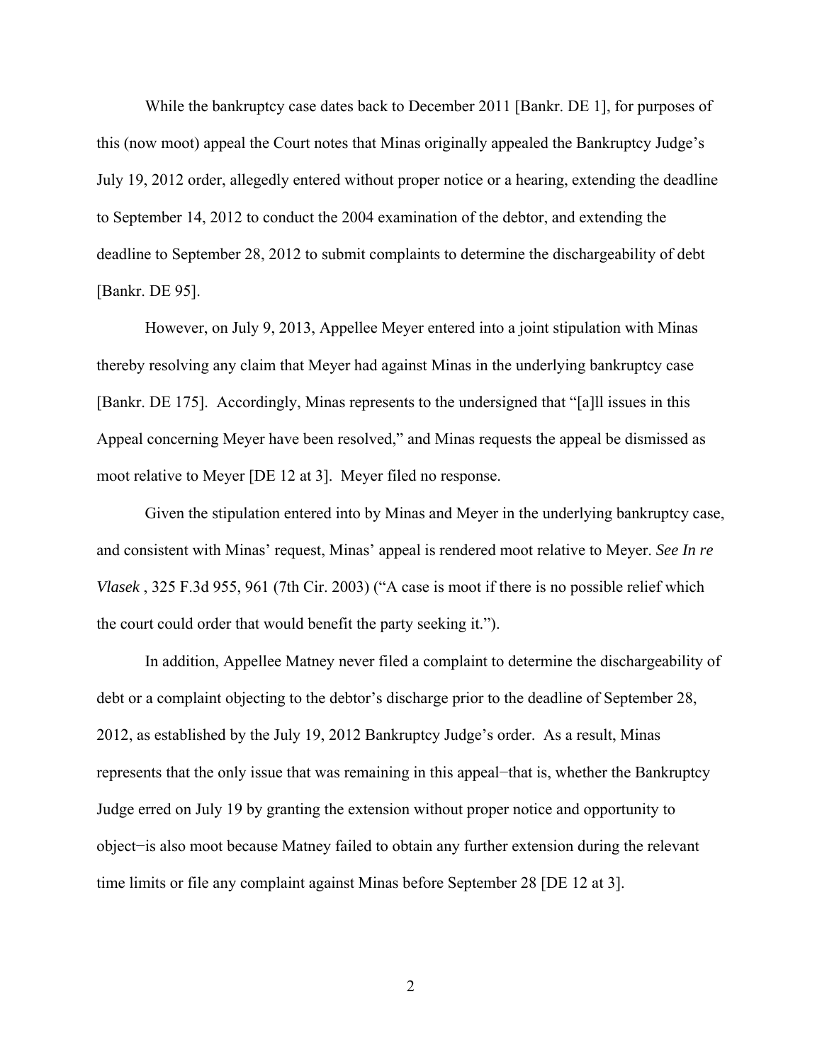While the bankruptcy case dates back to December 2011 [Bankr. DE 1], for purposes of this (now moot) appeal the Court notes that Minas originally appealed the Bankruptcy Judge's July 19, 2012 order, allegedly entered without proper notice or a hearing, extending the deadline to September 14, 2012 to conduct the 2004 examination of the debtor, and extending the deadline to September 28, 2012 to submit complaints to determine the dischargeability of debt [Bankr. DE 95].

However, on July 9, 2013, Appellee Meyer entered into a joint stipulation with Minas thereby resolving any claim that Meyer had against Minas in the underlying bankruptcy case [Bankr. DE 175]. Accordingly, Minas represents to the undersigned that "[a]ll issues in this Appeal concerning Meyer have been resolved," and Minas requests the appeal be dismissed as moot relative to Meyer [DE 12 at 3]. Meyer filed no response.

Given the stipulation entered into by Minas and Meyer in the underlying bankruptcy case, and consistent with Minas' request, Minas' appeal is rendered moot relative to Meyer. *See In re Vlasek* , 325 F.3d 955, 961 (7th Cir. 2003) ("A case is moot if there is no possible relief which the court could order that would benefit the party seeking it.").

In addition, Appellee Matney never filed a complaint to determine the dischargeability of debt or a complaint objecting to the debtor's discharge prior to the deadline of September 28, 2012, as established by the July 19, 2012 Bankruptcy Judge's order. As a result, Minas represents that the only issue that was remaining in this appeal—that is, whether the Bankruptcy Judge erred on July 19 by granting the extension without proper notice and opportunity to object—is also moot because Matney failed to obtain any further extension during the relevant time limits or file any complaint against Minas before September 28 [DE 12 at 3].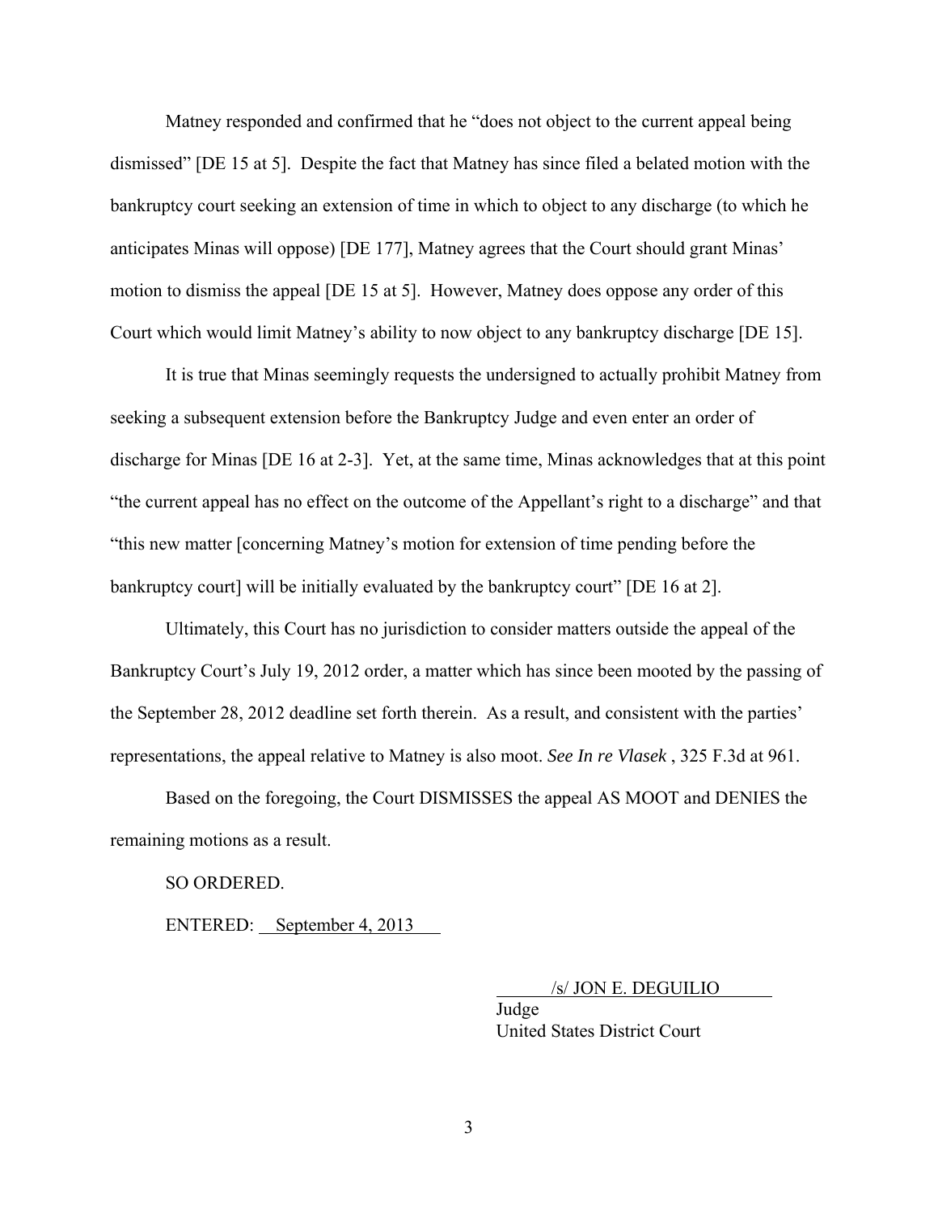Matney responded and confirmed that he "does not object to the current appeal being dismissed" [DE 15 at 5]. Despite the fact that Matney has since filed a belated motion with the bankruptcy court seeking an extension of time in which to object to any discharge (to which he anticipates Minas will oppose) [DE 177], Matney agrees that the Court should grant Minas' motion to dismiss the appeal [DE 15 at 5]. However, Matney does oppose any order of this Court which would limit Matney's ability to now object to any bankruptcy discharge [DE 15].

It is true that Minas seemingly requests the undersigned to actually prohibit Matney from seeking a subsequent extension before the Bankruptcy Judge and even enter an order of discharge for Minas [DE 16 at 2-3]. Yet, at the same time, Minas acknowledges that at this point "the current appeal has no effect on the outcome of the Appellant's right to a discharge" and that "this new matter [concerning Matney's motion for extension of time pending before the bankruptcy court] will be initially evaluated by the bankruptcy court" [DE 16 at 2].

Ultimately, this Court has no jurisdiction to consider matters outside the appeal of the Bankruptcy Court's July 19, 2012 order, a matter which has since been mooted by the passing of the September 28, 2012 deadline set forth therein. As a result, and consistent with the parties' representations, the appeal relative to Matney is also moot. *See In re Vlasek* , 325 F.3d at 961.

Based on the foregoing, the Court DISMISSES the appeal AS MOOT and DENIES the remaining motions as a result.

SO ORDERED.

ENTERED: September 4, 2013

/s/ JON E. DEGUILIO
Judge
United States District Court